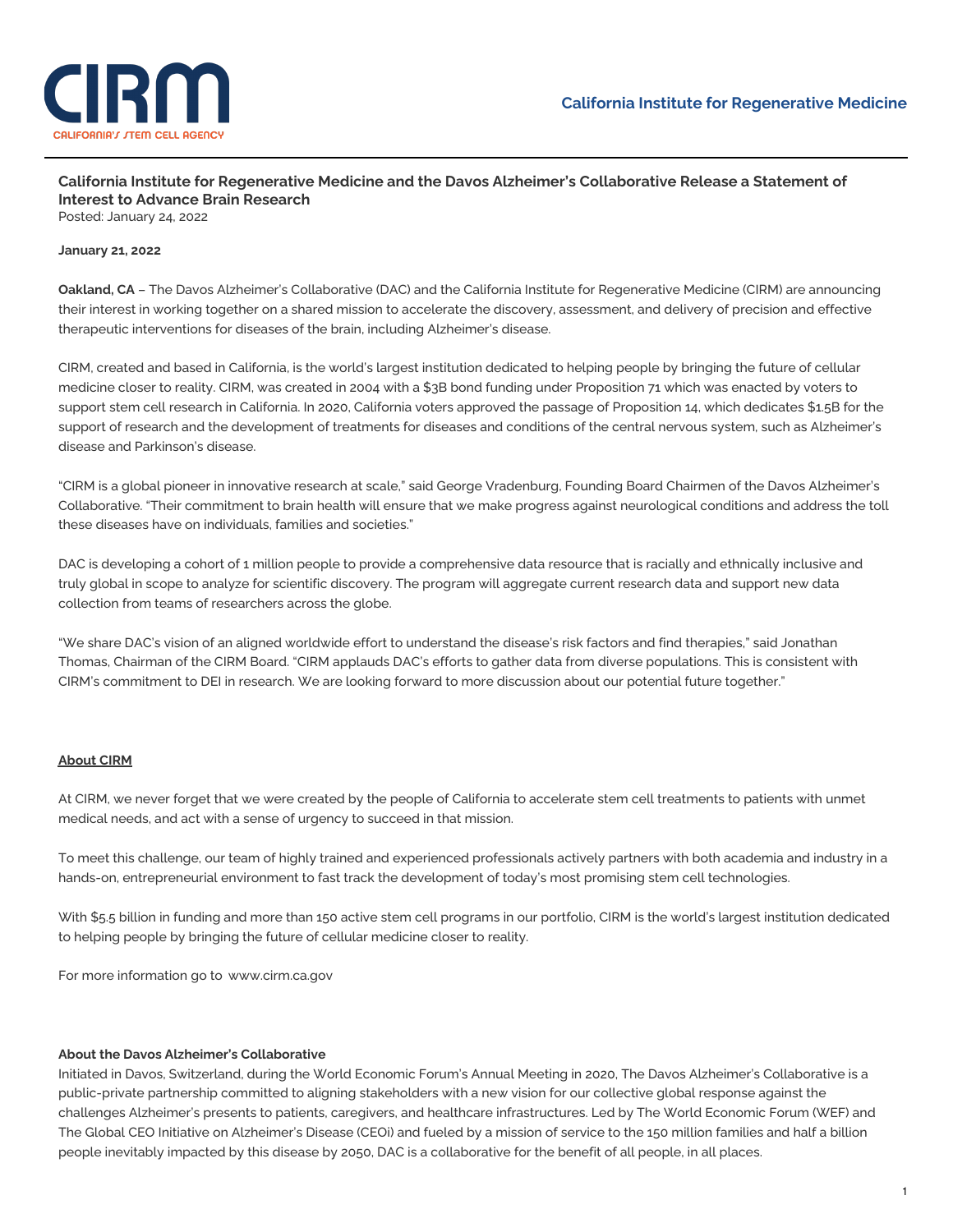CIRM
CALIFORNIA'S STEM CELL AGENCY

California Institute for Regenerative Medicine

## California Institute for Regenerative Medicine and the Davos Alzheimer's Collaborative Release a Statement of Interest to Advance Brain Research

Posted: January 24, 2022

**January 21, 2022**

**Oakland, CA –** The Davos Alzheimer's Collaborative (DAC) and the California Institute for Regenerative Medicine (CIRM) are announcing their interest in working together on a shared mission to accelerate the discovery, assessment, and delivery of precision and effective therapeutic interventions for diseases of the brain, including Alzheimer's disease.

CIRM, created and based in California, is the world's largest institution dedicated to helping people by bringing the future of cellular medicine closer to reality. CIRM, was created in 2004 with a $3B bond funding under Proposition 71 which was enacted by voters to support stem cell research in California. In 2020, California voters approved the passage of Proposition 14, which dedicates $1.5B for the support of research and the development of treatments for diseases and conditions of the central nervous system, such as Alzheimer's disease and Parkinson's disease.

"CIRM is a global pioneer in innovative research at scale," said George Vradenburg, Founding Board Chairmen of the Davos Alzheimer's Collaborative. "Their commitment to brain health will ensure that we make progress against neurological conditions and address the toll these diseases have on individuals, families and societies."

DAC is developing a cohort of 1 million people to provide a comprehensive data resource that is racially and ethnically inclusive and truly global in scope to analyze for scientific discovery. The program will aggregate current research data and support new data collection from teams of researchers across the globe.

"We share DAC's vision of an aligned worldwide effort to understand the disease's risk factors and find therapies," said Jonathan Thomas, Chairman of the CIRM Board. "CIRM applauds DAC's efforts to gather data from diverse populations. This is consistent with CIRM's commitment to DEI in research. We are looking forward to more discussion about our potential future together."

### About CIRM

At CIRM, we never forget that we were created by the people of California to accelerate stem cell treatments to patients with unmet medical needs, and act with a sense of urgency to succeed in that mission.

To meet this challenge, our team of highly trained and experienced professionals actively partners with both academia and industry in a hands-on, entrepreneurial environment to fast track the development of today's most promising stem cell technologies.

With $5.5 billion in funding and more than 150 active stem cell programs in our portfolio, CIRM is the world's largest institution dedicated to helping people by bringing the future of cellular medicine closer to reality.

For more information go to www.cirm.ca.gov

### About the Davos Alzheimer's Collaborative

Initiated in Davos, Switzerland, during the World Economic Forum's Annual Meeting in 2020, The Davos Alzheimer's Collaborative is a public-private partnership committed to aligning stakeholders with a new vision for our collective global response against the challenges Alzheimer's presents to patients, caregivers, and healthcare infrastructures. Led by The World Economic Forum (WEF) and The Global CEO Initiative on Alzheimer's Disease (CEOi) and fueled by a mission of service to the 150 million families and half a billion people inevitably impacted by this disease by 2050, DAC is a collaborative for the benefit of all people, in all places.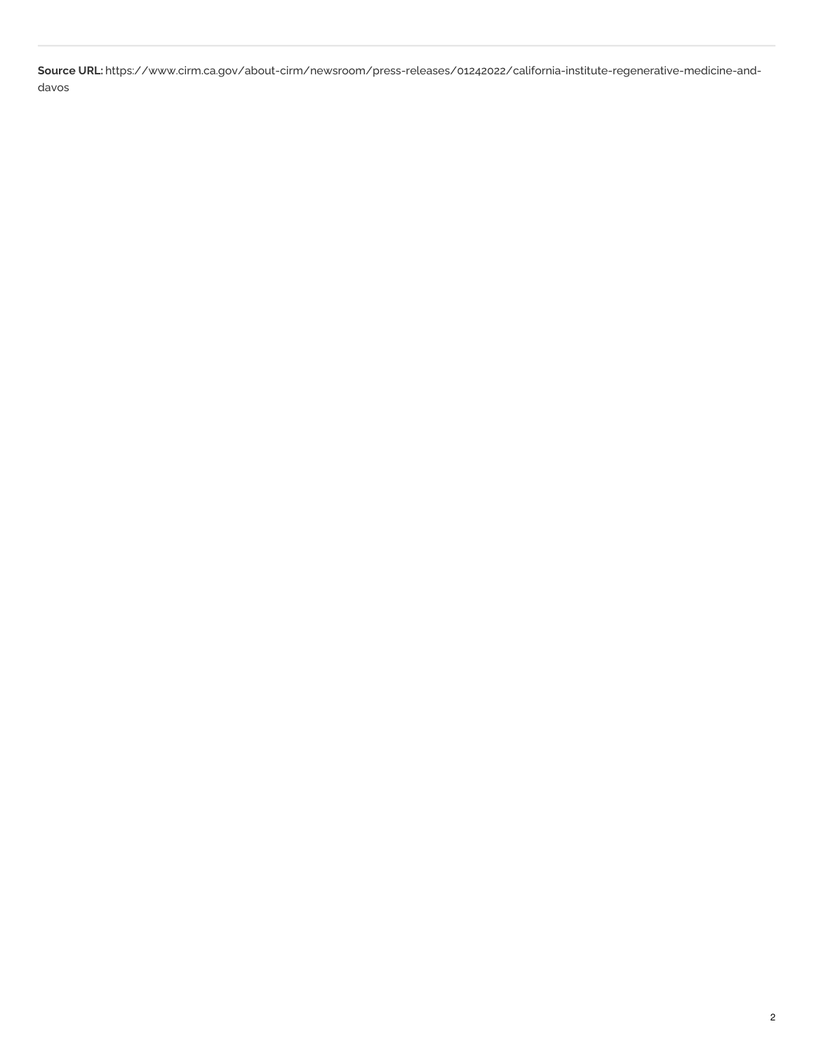**Source URL:** https://www.cirm.ca.gov/about-cirm/newsroom/press-releases/01242022/california-institute-regenerative-medicine-and-davos